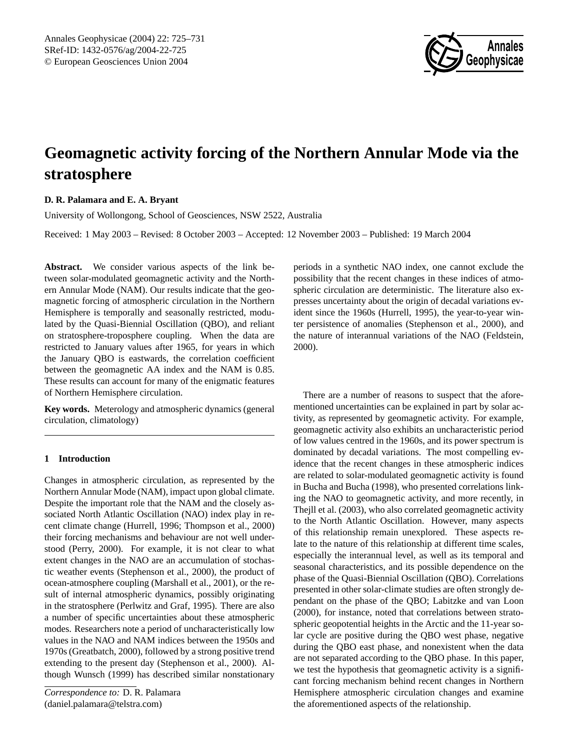# Geomagnetic activity forcing of the Northern Annular Mode via the stratosphere

**D. R. Palamara and E. A. Bryant**

University of Wollongong, School of Geosciences, NSW 2522, Australia

Received: 1 May 2003 – Revised: 8 October 2003 – Accepted: 12 November 2003 – Published: 19 March 2004

**Abstract.** We consider various aspects of the link between solar-modulated geomagnetic activity and the Northern Annular Mode (NAM). Our results indicate that the geomagnetic forcing of atmospheric circulation in the Northern Hemisphere is temporally and seasonally restricted, modulated by the Quasi-Biennial Oscillation (QBO), and reliant on stratosphere-troposphere coupling. When the data are restricted to January values after 1965, for years in which the January QBO is eastwards, the correlation coefficient between the geomagnetic AA index and the NAM is 0.85. These results can account for many of the enigmatic features of Northern Hemisphere circulation.

**Key words.** Meterology and atmospheric dynamics (general circulation, climatology)

## 1 Introduction

Changes in atmospheric circulation, as represented by the Northern Annular Mode (NAM), impact upon global climate. Despite the important role that the NAM and the closely associated North Atlantic Oscillation (NAO) index play in recent climate change (Hurrell, 1996; Thompson et al., 2000) their forcing mechanisms and behaviour are not well understood (Perry, 2000). For example, it is not clear to what extent changes in the NAO are an accumulation of stochastic weather events (Stephenson et al., 2000), the product of ocean-atmosphere coupling (Marshall et al., 2001), or the result of internal atmospheric dynamics, possibly originating in the stratosphere (Perlwitz and Graf, 1995). There are also a number of specific uncertainties about these atmospheric modes. Researchers note a period of uncharacteristically low values in the NAO and NAM indices between the 1950s and 1970s (Greatbatch, 2000), followed by a strong positive trend extending to the present day (Stephenson et al., 2000). Although Wunsch (1999) has described similar nonstationary periods in a synthetic NAO index, one cannot exclude the possibility that the recent changes in these indices of atmospheric circulation are deterministic. The literature also expresses uncertainty about the origin of decadal variations evident since the 1960s (Hurrell, 1995), the year-to-year winter persistence of anomalies (Stephenson et al., 2000), and the nature of interannual variations of the NAO (Feldstein, 2000).

There are a number of reasons to suspect that the aforementioned uncertainties can be explained in part by solar activity, as represented by geomagnetic activity. For example, geomagnetic activity also exhibits an uncharacteristic period of low values centred in the 1960s, and its power spectrum is dominated by decadal variations. The most compelling evidence that the recent changes in these atmospheric indices are related to solar-modulated geomagnetic activity is found in Bucha and Bucha (1998), who presented correlations linking the NAO to geomagnetic activity, and more recently, in Thejll et al. (2003), who also correlated geomagnetic activity to the North Atlantic Oscillation. However, many aspects of this relationship remain unexplored. These aspects relate to the nature of this relationship at different time scales, especially the interannual level, as well as its temporal and seasonal characteristics, and its possible dependence on the phase of the Quasi-Biennial Oscillation (QBO). Correlations presented in other solar-climate studies are often strongly dependant on the phase of the QBO; Labitzke and van Loon (2000), for instance, noted that correlations between stratospheric geopotential heights in the Arctic and the 11-year solar cycle are positive during the QBO west phase, negative during the QBO east phase, and nonexistent when the data are not separated according to the QBO phase. In this paper, we test the hypothesis that geomagnetic activity is a significant forcing mechanism behind recent changes in Northern Hemisphere atmospheric circulation changes and examine the aforementioned aspects of the relationship.

*Correspondence to:* D. R. Palamara (daniel.palamara@telstra.com)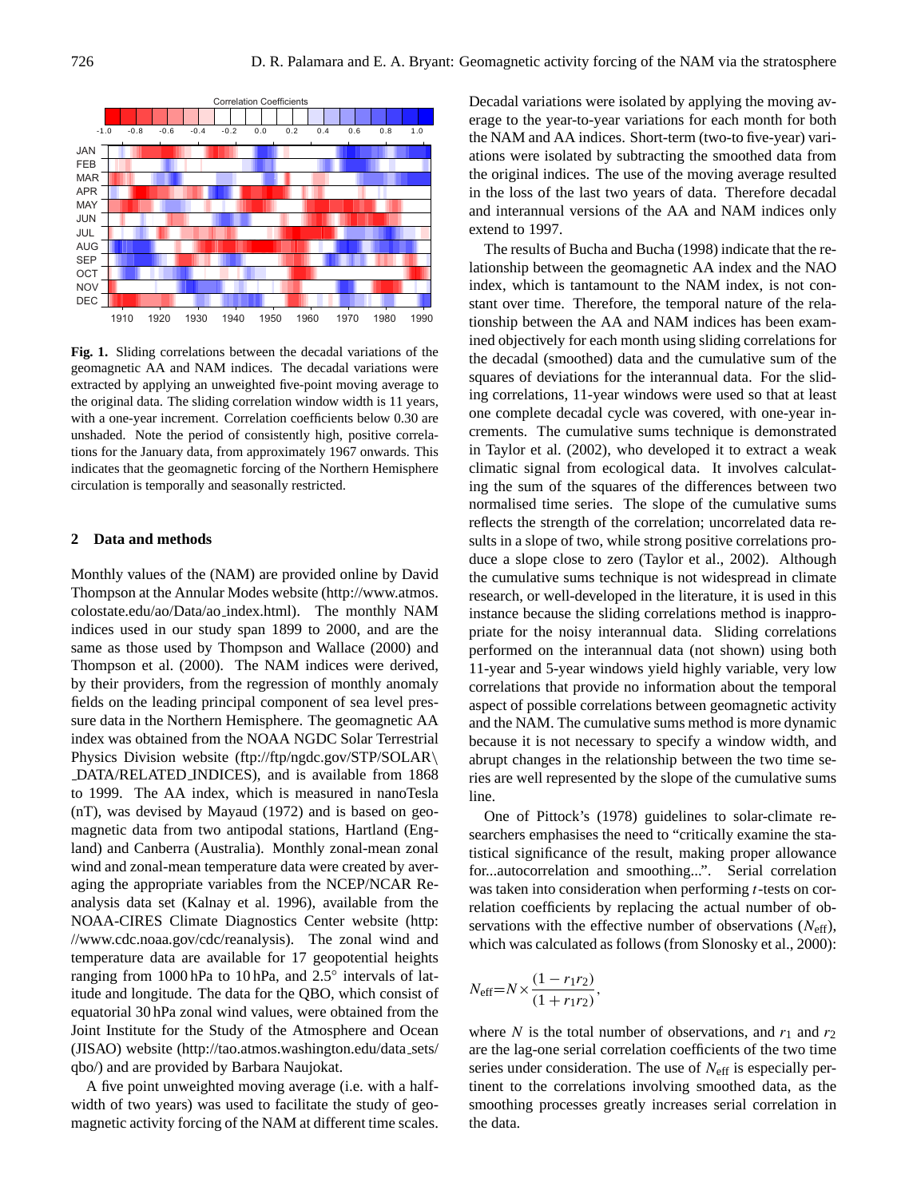**Fig. 1.** Sliding correlations between the decadal variations of the geomagnetic AA and NAM indices. The decadal variations were extracted by applying an unweighted five-point moving average to the original data. The sliding correlation window width is 11 years, with a one-year increment. Correlation coefficients below 0.30 are unshaded. Note the period of consistently high, positive correlations for the January data, from approximately 1967 onwards. This indicates that the geomagnetic forcing of the Northern Hemisphere circulation is temporally and seasonally restricted.

## 2 Data and methods

Monthly values of the (NAM) are provided online by David Thompson at the Annular Modes website (http://www.atmos.colostate.edu/ao/Data/ao_index.html). The monthly NAM indices used in our study span 1899 to 2000, and are the same as those used by Thompson and Wallace (2000) and Thompson et al. (2000). The NAM indices were derived, by their providers, from the regression of monthly anomaly fields on the leading principal component of sea level pressure data in the Northern Hemisphere. The geomagnetic AA index was obtained from the NOAA NGDC Solar Terrestrial Physics Division website (ftp://ftp/ngdc.gov/STP/SOLAR\_DATA/RELATED_INDICES), and is available from 1868 to 1999. The AA index, which is measured in nanoTesla (nT), was devised by Mayaud (1972) and is based on geomagnetic data from two antipodal stations, Hartland (England) and Canberra (Australia). Monthly zonal-mean zonal wind and zonal-mean temperature data were created by averaging the appropriate variables from the NCEP/NCAR Reanalysis data set (Kalnay et al. 1996), available from the NOAA-CIRES Climate Diagnostics Center website (http://www.cdc.noaa.gov/cdc/reanalysis). The zonal wind and temperature data are available for 17 geopotential heights ranging from 1000 hPa to 10 hPa, and 2.5° intervals of latitude and longitude. The data for the QBO, which consist of equatorial 30 hPa zonal wind values, were obtained from the Joint Institute for the Study of the Atmosphere and Ocean (JISAO) website (http://tao.atmos.washington.edu/data_sets/qbo/) and are provided by Barbara Naujokat.

A five point unweighted moving average (i.e. with a half-width of two years) was used to facilitate the study of geomagnetic activity forcing of the NAM at different time scales. Decadal variations were isolated by applying the moving average to the year-to-year variations for each month for both the NAM and AA indices. Short-term (two-to five-year) variations were isolated by subtracting the smoothed data from the original indices. The use of the moving average resulted in the loss of the last two years of data. Therefore decadal and interannual versions of the AA and NAM indices only extend to 1997.

The results of Bucha and Bucha (1998) indicate that the relationship between the geomagnetic AA index and the NAO index, which is tantamount to the NAM index, is not constant over time. Therefore, the temporal nature of the relationship between the AA and NAM indices has been examined objectively for each month using sliding correlations for the decadal (smoothed) data and the cumulative sum of the squares of deviations for the interannual data. For the sliding correlations, 11-year windows were used so that at least one complete decadal cycle was covered, with one-year increments. The cumulative sums technique is demonstrated in Taylor et al. (2002), who developed it to extract a weak climatic signal from ecological data. It involves calculating the sum of the squares of the differences between two normalised time series. The slope of the cumulative sums reflects the strength of the correlation; uncorrelated data results in a slope of two, while strong positive correlations produce a slope close to zero (Taylor et al., 2002). Although the cumulative sums technique is not widespread in climate research, or well-developed in the literature, it is used in this instance because the sliding correlations method is inappropriate for the noisy interannual data. Sliding correlations performed on the interannual data (not shown) using both 11-year and 5-year windows yield highly variable, very low correlations that provide no information about the temporal aspect of possible correlations between geomagnetic activity and the NAM. The cumulative sums method is more dynamic because it is not necessary to specify a window width, and abrupt changes in the relationship between the two time series are well represented by the slope of the cumulative sums line.

One of Pittock's (1978) guidelines to solar-climate researchers emphasises the need to "critically examine the statistical significance of the result, making proper allowance for...autocorrelation and smoothing...". Serial correlation was taken into consideration when performing $t$-tests on correlation coefficients by replacing the actual number of observations with the effective number of observations ($N_{\text{eff}}$), which was calculated as follows (from Slonosky et al., 2000):

$$N_{\text{eff}} = N \times \frac{(1 - r_1 r_2)}{(1 + r_1 r_2)},$$

where $N$ is the total number of observations, and $r_1$ and $r_2$ are the lag-one serial correlation coefficients of the two time series under consideration. The use of $N_{\text{eff}}$ is especially pertinent to the correlations involving smoothed data, as the smoothing processes greatly increases serial correlation in the data.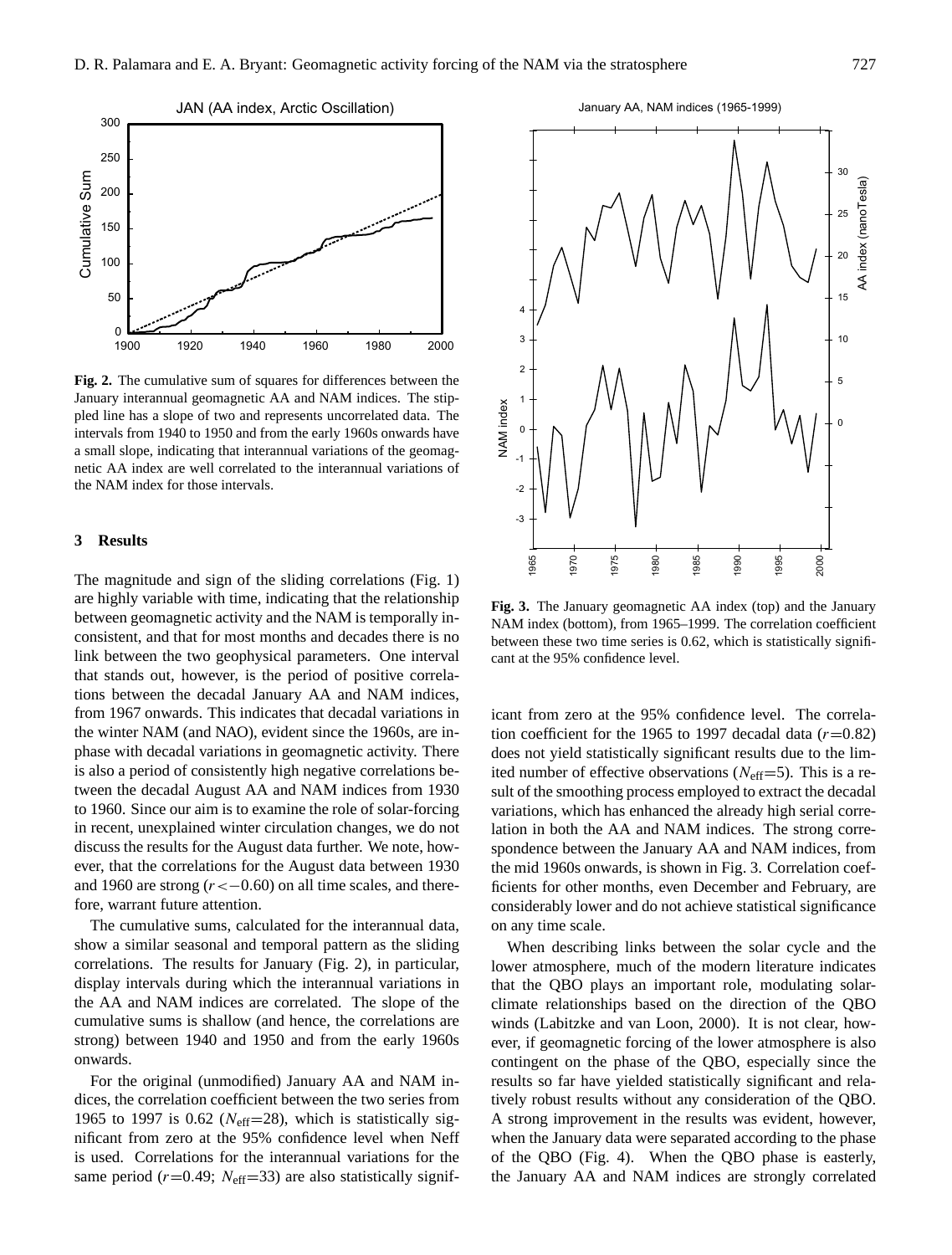**Fig. 2.** The cumulative sum of squares for differences between the January interannual geomagnetic AA and NAM indices. The stippled line has a slope of two and represents uncorrelated data. The intervals from 1940 to 1950 and from the early 1960s onwards have a small slope, indicating that interannual variations of the geomagnetic AA index are well correlated to the interannual variations of the NAM index for those intervals.

## 3 Results

The magnitude and sign of the sliding correlations (Fig. 1) are highly variable with time, indicating that the relationship between geomagnetic activity and the NAM is temporally inconsistent, and that for most months and decades there is no link between the two geophysical parameters. One interval that stands out, however, is the period of positive correlations between the decadal January AA and NAM indices, from 1967 onwards. This indicates that decadal variations in the winter NAM (and NAO), evident since the 1960s, are in-phase with decadal variations in geomagnetic activity. There is also a period of consistently high negative correlations between the decadal August AA and NAM indices from 1930 to 1960. Since our aim is to examine the role of solar-forcing in recent, unexplained winter circulation changes, we do not discuss the results for the August data further. We note, however, that the correlations for the August data between 1930 and 1960 are strong ($r < -0.60$) on all time scales, and therefore, warrant future attention.

The cumulative sums, calculated for the interannual data, show a similar seasonal and temporal pattern as the sliding correlations. The results for January (Fig. 2), in particular, display intervals during which the interannual variations in the AA and NAM indices are correlated. The slope of the cumulative sums is shallow (and hence, the correlations are strong) between 1940 and 1950 and from the early 1960s onwards.

For the original (unmodified) January AA and NAM indices, the correlation coefficient between the two series from 1965 to 1997 is 0.62 ($N_{\text{eff}}$=28), which is statistically significant from zero at the 95% confidence level when Neff is used. Correlations for the interannual variations for the same period ($r$=0.49; $N_{\text{eff}}$=33) are also statistically significant from zero at the 95% confidence level. The correlation coefficient for the 1965 to 1997 decadal data ($r$=0.82) does not yield statistically significant results due to the limited number of effective observations ($N_{\text{eff}}$=5). This is a result of the smoothing process employed to extract the decadal variations, which has enhanced the already high serial correlation in both the AA and NAM indices. The strong correspondence between the January AA and NAM indices, from the mid 1960s onwards, is shown in Fig. 3. Correlation coefficients for other months, even December and February, are considerably lower and do not achieve statistical significance on any time scale.

**Fig. 3.** The January geomagnetic AA index (top) and the January NAM index (bottom), from 1965–1999. The correlation coefficient between these two time series is 0.62, which is statistically significant at the 95% confidence level.

When describing links between the solar cycle and the lower atmosphere, much of the modern literature indicates that the QBO plays an important role, modulating solar-climate relationships based on the direction of the QBO winds (Labitzke and van Loon, 2000). It is not clear, however, if geomagnetic forcing of the lower atmosphere is also contingent on the phase of the QBO, especially since the results so far have yielded statistically significant and relatively robust results without any consideration of the QBO. A strong improvement in the results was evident, however, when the January data were separated according to the phase of the QBO (Fig. 4). When the QBO phase is easterly, the January AA and NAM indices are strongly correlated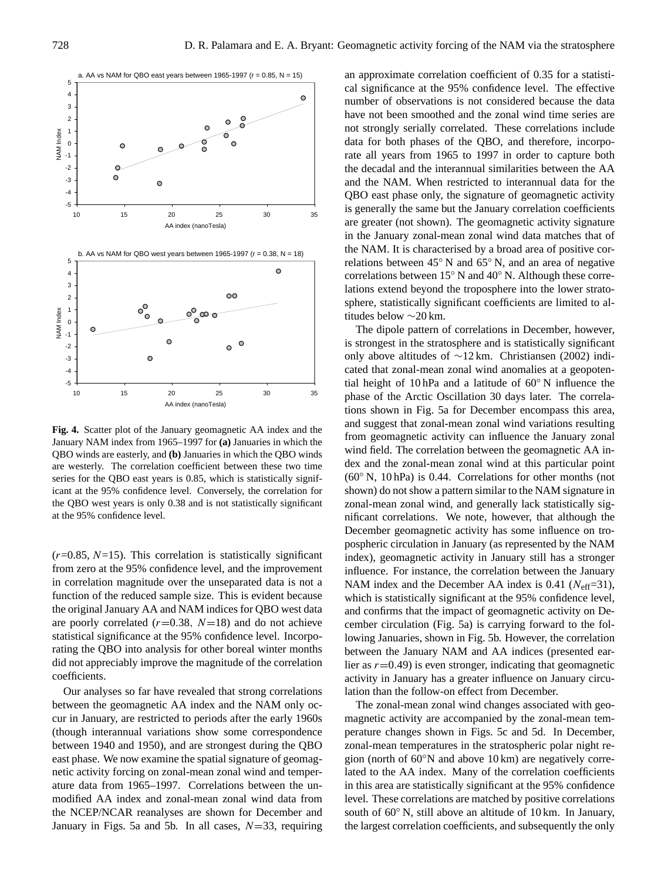**Fig. 4.** Scatter plot of the January geomagnetic AA index and the January NAM index from 1965–1997 for **(a)** Januaries in which the QBO winds are easterly, and **(b)** Januaries in which the QBO winds are westerly. The correlation coefficient between these two time series for the QBO east years is 0.85, which is statistically significant at the 95% confidence level. Conversely, the correlation for the QBO west years is only 0.38 and is not statistically significant at the 95% confidence level.

($r$=0.85, $N$=15). This correlation is statistically significant from zero at the 95% confidence level, and the improvement in correlation magnitude over the unseparated data is not a function of the reduced sample size. This is evident because the original January AA and NAM indices for QBO west data are poorly correlated ($r$=0.38, $N$=18) and do not achieve statistical significance at the 95% confidence level. Incorporating the QBO into analysis for other boreal winter months did not appreciably improve the magnitude of the correlation coefficients.

Our analyses so far have revealed that strong correlations between the geomagnetic AA index and the NAM only occur in January, are restricted to periods after the early 1960s (though interannual variations show some correspondence between 1940 and 1950), and are strongest during the QBO east phase. We now examine the spatial signature of geomagnetic activity forcing on zonal-mean zonal wind and temperature data from 1965–1997. Correlations between the unmodified AA index and zonal-mean zonal wind data from the NCEP/NCAR reanalyses are shown for December and January in Figs. 5a and 5b. In all cases, $N$=33, requiring an approximate correlation coefficient of 0.35 for a statistical significance at the 95% confidence level. The effective number of observations is not considered because the data have not been smoothed and the zonal wind time series are not strongly serially correlated. These correlations include data for both phases of the QBO, and therefore, incorporate all years from 1965 to 1997 in order to capture both the decadal and the interannual similarities between the AA and the NAM. When restricted to interannual data for the QBO east phase only, the signature of geomagnetic activity is generally the same but the January correlation coefficients are greater (not shown). The geomagnetic activity signature in the January zonal-mean zonal wind data matches that of the NAM. It is characterised by a broad area of positive correlations between 45° N and 65° N, and an area of negative correlations between 15° N and 40° N. Although these correlations extend beyond the troposphere into the lower stratosphere, statistically significant coefficients are limited to altitudes below ∼20 km.

The dipole pattern of correlations in December, however, is strongest in the stratosphere and is statistically significant only above altitudes of ∼12 km. Christiansen (2002) indicated that zonal-mean zonal wind anomalies at a geopotential height of 10 hPa and a latitude of 60° N influence the phase of the Arctic Oscillation 30 days later. The correlations shown in Fig. 5a for December encompass this area, and suggest that zonal-mean zonal wind variations resulting from geomagnetic activity can influence the January zonal wind field. The correlation between the geomagnetic AA index and the zonal-mean zonal wind at this particular point (60° N, 10 hPa) is 0.44. Correlations for other months (not shown) do not show a pattern similar to the NAM signature in zonal-mean zonal wind, and generally lack statistically significant correlations. We note, however, that although the December geomagnetic activity has some influence on tropospheric circulation in January (as represented by the NAM index), geomagnetic activity in January still has a stronger influence. For instance, the correlation between the January NAM index and the December AA index is 0.41 ($N_{\text{eff}}$=31), which is statistically significant at the 95% confidence level, and confirms that the impact of geomagnetic activity on December circulation (Fig. 5a) is carrying forward to the following Januaries, shown in Fig. 5b. However, the correlation between the January NAM and AA indices (presented earlier as $r$=0.49) is even stronger, indicating that geomagnetic activity in January has a greater influence on January circulation than the follow-on effect from December.

The zonal-mean zonal wind changes associated with geomagnetic activity are accompanied by the zonal-mean temperature changes shown in Figs. 5c and 5d. In December, zonal-mean temperatures in the stratospheric polar night region (north of 60°N and above 10 km) are negatively correlated to the AA index. Many of the correlation coefficients in this area are statistically significant at the 95% confidence level. These correlations are matched by positive correlations south of 60° N, still above an altitude of 10 km. In January, the largest correlation coefficients, and subsequently the only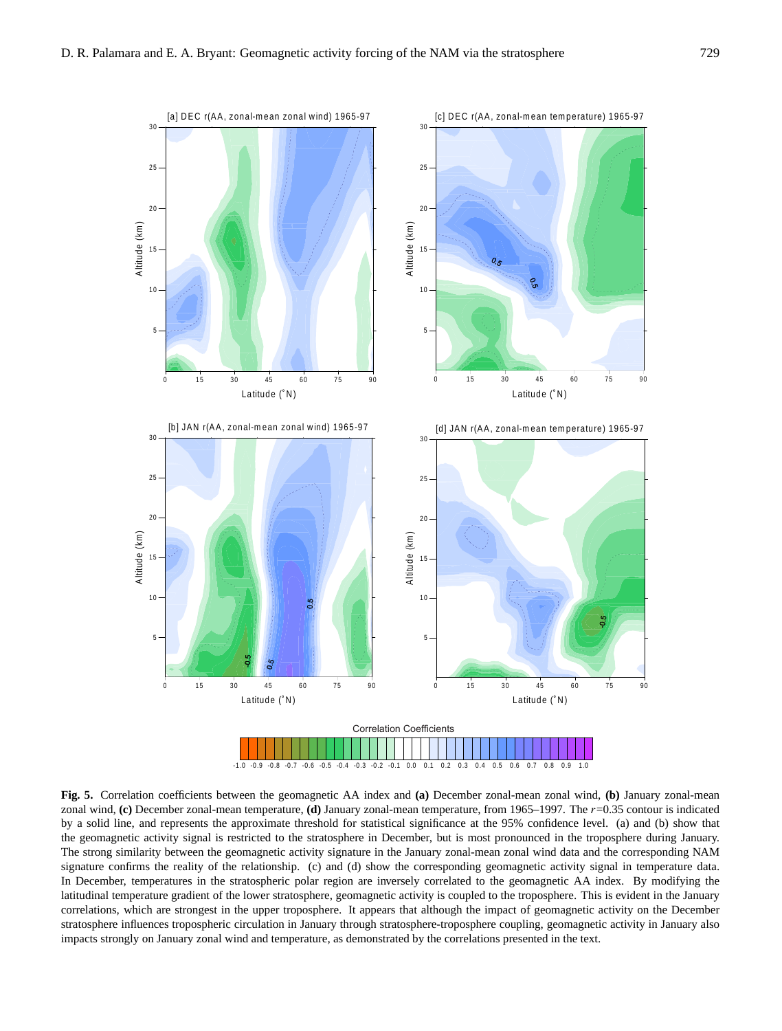**Fig. 5.** Correlation coefficients between the geomagnetic AA index and **(a)** December zonal-mean zonal wind, **(b)** January zonal-mean zonal wind, **(c)** December zonal-mean temperature, **(d)** January zonal-mean temperature, from 1965–1997. The $r$=0.35 contour is indicated by a solid line, and represents the approximate threshold for statistical significance at the 95% confidence level. (a) and (b) show that the geomagnetic activity signal is restricted to the stratosphere in December, but is most pronounced in the troposphere during January. The strong similarity between the geomagnetic activity signature in the January zonal-mean zonal wind data and the corresponding NAM signature confirms the reality of the relationship. (c) and (d) show the corresponding geomagnetic activity signal in temperature data. In December, temperatures in the stratospheric polar region are inversely correlated to the geomagnetic AA index. By modifying the latitudinal temperature gradient of the lower stratosphere, geomagnetic activity is coupled to the troposphere. This is evident in the January correlations, which are strongest in the upper troposphere. It appears that although the impact of geomagnetic activity on the December stratosphere influences tropospheric circulation in January through stratosphere-troposphere coupling, geomagnetic activity in January also impacts strongly on January zonal wind and temperature, as demonstrated by the correlations presented in the text.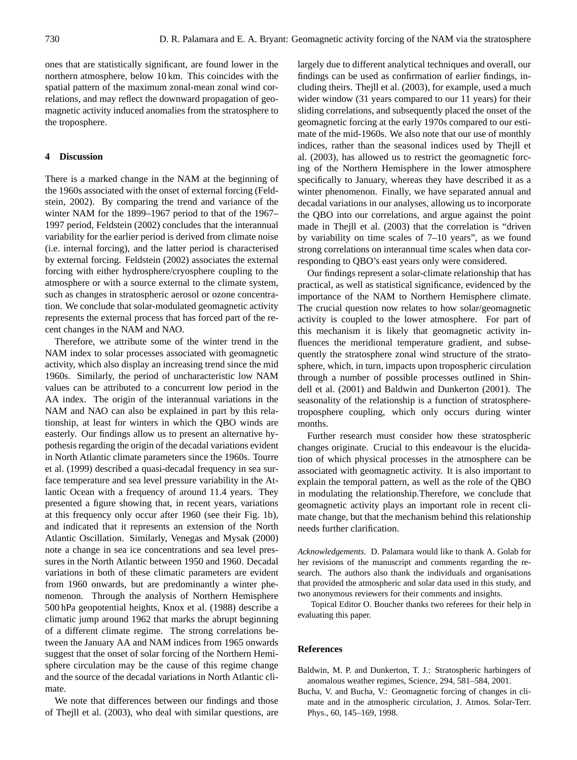ones that are statistically significant, are found lower in the northern atmosphere, below 10 km. This coincides with the spatial pattern of the maximum zonal-mean zonal wind correlations, and may reflect the downward propagation of geomagnetic activity induced anomalies from the stratosphere to the troposphere.

## 4 Discussion

There is a marked change in the NAM at the beginning of the 1960s associated with the onset of external forcing (Feldstein, 2002). By comparing the trend and variance of the winter NAM for the 1899–1967 period to that of the 1967–1997 period, Feldstein (2002) concludes that the interannual variability for the earlier period is derived from climate noise (i.e. internal forcing), and the latter period is characterised by external forcing. Feldstein (2002) associates the external forcing with either hydrosphere/cryosphere coupling to the atmosphere or with a source external to the climate system, such as changes in stratospheric aerosol or ozone concentration. We conclude that solar-modulated geomagnetic activity represents the external process that has forced part of the recent changes in the NAM and NAO.

Therefore, we attribute some of the winter trend in the NAM index to solar processes associated with geomagnetic activity, which also display an increasing trend since the mid 1960s. Similarly, the period of uncharacteristic low NAM values can be attributed to a concurrent low period in the AA index. The origin of the interannual variations in the NAM and NAO can also be explained in part by this relationship, at least for winters in which the QBO winds are easterly. Our findings allow us to present an alternative hypothesis regarding the origin of the decadal variations evident in North Atlantic climate parameters since the 1960s. Tourre et al. (1999) described a quasi-decadal frequency in sea surface temperature and sea level pressure variability in the Atlantic Ocean with a frequency of around 11.4 years. They presented a figure showing that, in recent years, variations at this frequency only occur after 1960 (see their Fig. 1b), and indicated that it represents an extension of the North Atlantic Oscillation. Similarly, Venegas and Mysak (2000) note a change in sea ice concentrations and sea level pressures in the North Atlantic between 1950 and 1960. Decadal variations in both of these climatic parameters are evident from 1960 onwards, but are predominantly a winter phenomenon. Through the analysis of Northern Hemisphere 500 hPa geopotential heights, Knox et al. (1988) describe a climatic jump around 1962 that marks the abrupt beginning of a different climate regime. The strong correlations between the January AA and NAM indices from 1965 onwards suggest that the onset of solar forcing of the Northern Hemisphere circulation may be the cause of this regime change and the source of the decadal variations in North Atlantic climate.

We note that differences between our findings and those of Thejll et al. (2003), who deal with similar questions, are largely due to different analytical techniques and overall, our findings can be used as confirmation of earlier findings, including theirs. Thejll et al. (2003), for example, used a much wider window (31 years compared to our 11 years) for their sliding correlations, and subsequently placed the onset of the geomagnetic forcing at the early 1970s compared to our estimate of the mid-1960s. We also note that our use of monthly indices, rather than the seasonal indices used by Thejll et al. (2003), has allowed us to restrict the geomagnetic forcing of the Northern Hemisphere in the lower atmosphere specifically to January, whereas they have described it as a winter phenomenon. Finally, we have separated annual and decadal variations in our analyses, allowing us to incorporate the QBO into our correlations, and argue against the point made in Thejll et al. (2003) that the correlation is "driven by variability on time scales of 7–10 years", as we found strong correlations on interannual time scales when data corresponding to QBO's east years only were considered.

Our findings represent a solar-climate relationship that has practical, as well as statistical significance, evidenced by the importance of the NAM to Northern Hemisphere climate. The crucial question now relates to how solar/geomagnetic activity is coupled to the lower atmosphere. For part of this mechanism it is likely that geomagnetic activity influences the meridional temperature gradient, and subsequently the stratosphere zonal wind structure of the stratosphere, which, in turn, impacts upon tropospheric circulation through a number of possible processes outlined in Shindell et al. (2001) and Baldwin and Dunkerton (2001). The seasonality of the relationship is a function of stratosphere-troposphere coupling, which only occurs during winter months.

Further research must consider how these stratospheric changes originate. Crucial to this endeavour is the elucidation of which physical processes in the atmosphere can be associated with geomagnetic activity. It is also important to explain the temporal pattern, as well as the role of the QBO in modulating the relationship.Therefore, we conclude that geomagnetic activity plays an important role in recent climate change, but that the mechanism behind this relationship needs further clarification.

*Acknowledgements.* D. Palamara would like to thank A. Golab for her revisions of the manuscript and comments regarding the research. The authors also thank the individuals and organisations that provided the atmospheric and solar data used in this study, and two anonymous reviewers for their comments and insights.

Topical Editor O. Boucher thanks two referees for their help in evaluating this paper.

## References

Baldwin, M. P. and Dunkerton, T. J.: Stratospheric harbingers of anomalous weather regimes, Science, 294, 581–584, 2001.

Bucha, V. and Bucha, V.: Geomagnetic forcing of changes in climate and in the atmospheric circulation, J. Atmos. Solar-Terr. Phys., 60, 145–169, 1998.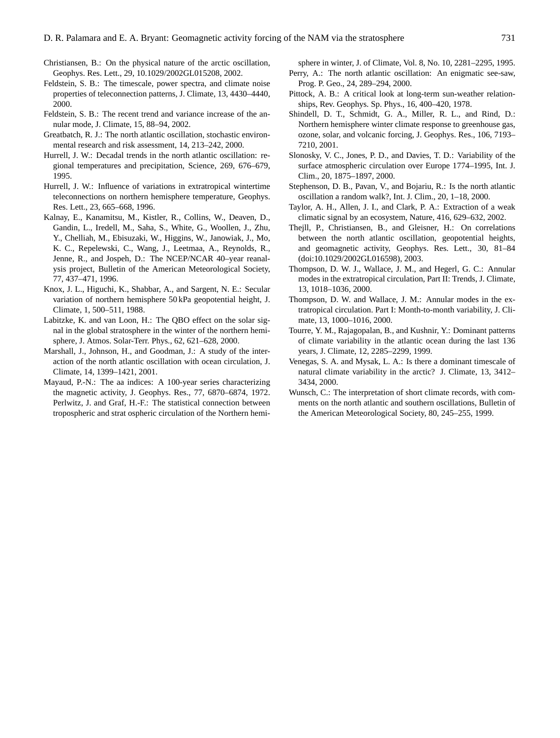Christiansen, B.: On the physical nature of the arctic oscillation, Geophys. Res. Lett., 29, 10.1029/2002GL015208, 2002.

Feldstein, S. B.: The timescale, power spectra, and climate noise properties of teleconnection patterns, J. Climate, 13, 4430–4440, 2000.

Feldstein, S. B.: The recent trend and variance increase of the annular mode, J. Climate, 15, 88–94, 2002.

Greatbatch, R. J.: The north atlantic oscillation, stochastic environmental research and risk assessment, 14, 213–242, 2000.

Hurrell, J. W.: Decadal trends in the north atlantic oscillation: regional temperatures and precipitation, Science, 269, 676–679, 1995.

Hurrell, J. W.: Influence of variations in extratropical wintertime teleconnections on northern hemisphere temperature, Geophys. Res. Lett., 23, 665–668, 1996.

Kalnay, E., Kanamitsu, M., Kistler, R., Collins, W., Deaven, D., Gandin, L., Iredell, M., Saha, S., White, G., Woollen, J., Zhu, Y., Chelliah, M., Ebisuzaki, W., Higgins, W., Janowiak, J., Mo, K. C., Repelewski, C., Wang, J., Leetmaa, A., Reynolds, R., Jenne, R., and Jospeh, D.: The NCEP/NCAR 40–year reanalysis project, Bulletin of the American Meteorological Society, 77, 437–471, 1996.

Knox, J. L., Higuchi, K., Shabbar, A., and Sargent, N. E.: Secular variation of northern hemisphere 50 kPa geopotential height, J. Climate, 1, 500–511, 1988.

Labitzke, K. and van Loon, H.: The QBO effect on the solar signal in the global stratosphere in the winter of the northern hemisphere, J. Atmos. Solar-Terr. Phys., 62, 621–628, 2000.

Marshall, J., Johnson, H., and Goodman, J.: A study of the interaction of the north atlantic oscillation with ocean circulation, J. Climate, 14, 1399–1421, 2001.

Mayaud, P.-N.: The aa indices: A 100-year series characterizing the magnetic activity, J. Geophys. Res., 77, 6870–6874, 1972.

Perlwitz, J. and Graf, H.-F.: The statistical connection between tropospheric and strat ospheric circulation of the Northern hemisphere in winter, J. of Climate, Vol. 8, No. 10, 2281–2295, 1995.

Perry, A.: The north atlantic oscillation: An enigmatic see-saw, Prog. P. Geo., 24, 289–294, 2000.

Pittock, A. B.: A critical look at long-term sun-weather relationships, Rev. Geophys. Sp. Phys., 16, 400–420, 1978.

Shindell, D. T., Schmidt, G. A., Miller, R. L., and Rind, D.: Northern hemisphere winter climate response to greenhouse gas, ozone, solar, and volcanic forcing, J. Geophys. Res., 106, 7193–7210, 2001.

Slonosky, V. C., Jones, P. D., and Davies, T. D.: Variability of the surface atmospheric circulation over Europe 1774–1995, Int. J. Clim., 20, 1875–1897, 2000.

Stephenson, D. B., Pavan, V., and Bojariu, R.: Is the north atlantic oscillation a random walk?, Int. J. Clim., 20, 1–18, 2000.

Taylor, A. H., Allen, J. I., and Clark, P. A.: Extraction of a weak climatic signal by an ecosystem, Nature, 416, 629–632, 2002.

Thejll, P., Christiansen, B., and Gleisner, H.: On correlations between the north atlantic oscillation, geopotential heights, and geomagnetic activity, Geophys. Res. Lett., 30, 81–84 (doi:10.1029/2002GL016598), 2003.

Thompson, D. W. J., Wallace, J. M., and Hegerl, G. C.: Annular modes in the extratropical circulation, Part II: Trends, J. Climate, 13, 1018–1036, 2000.

Thompson, D. W. and Wallace, J. M.: Annular modes in the extratropical circulation. Part I: Month-to-month variability, J. Climate, 13, 1000–1016, 2000.

Tourre, Y. M., Rajagopalan, B., and Kushnir, Y.: Dominant patterns of climate variability in the atlantic ocean during the last 136 years, J. Climate, 12, 2285–2299, 1999.

Venegas, S. A. and Mysak, L. A.: Is there a dominant timescale of natural climate variability in the arctic? J. Climate, 13, 3412–3434, 2000.

Wunsch, C.: The interpretation of short climate records, with comments on the north atlantic and southern oscillations, Bulletin of the American Meteorological Society, 80, 245–255, 1999.